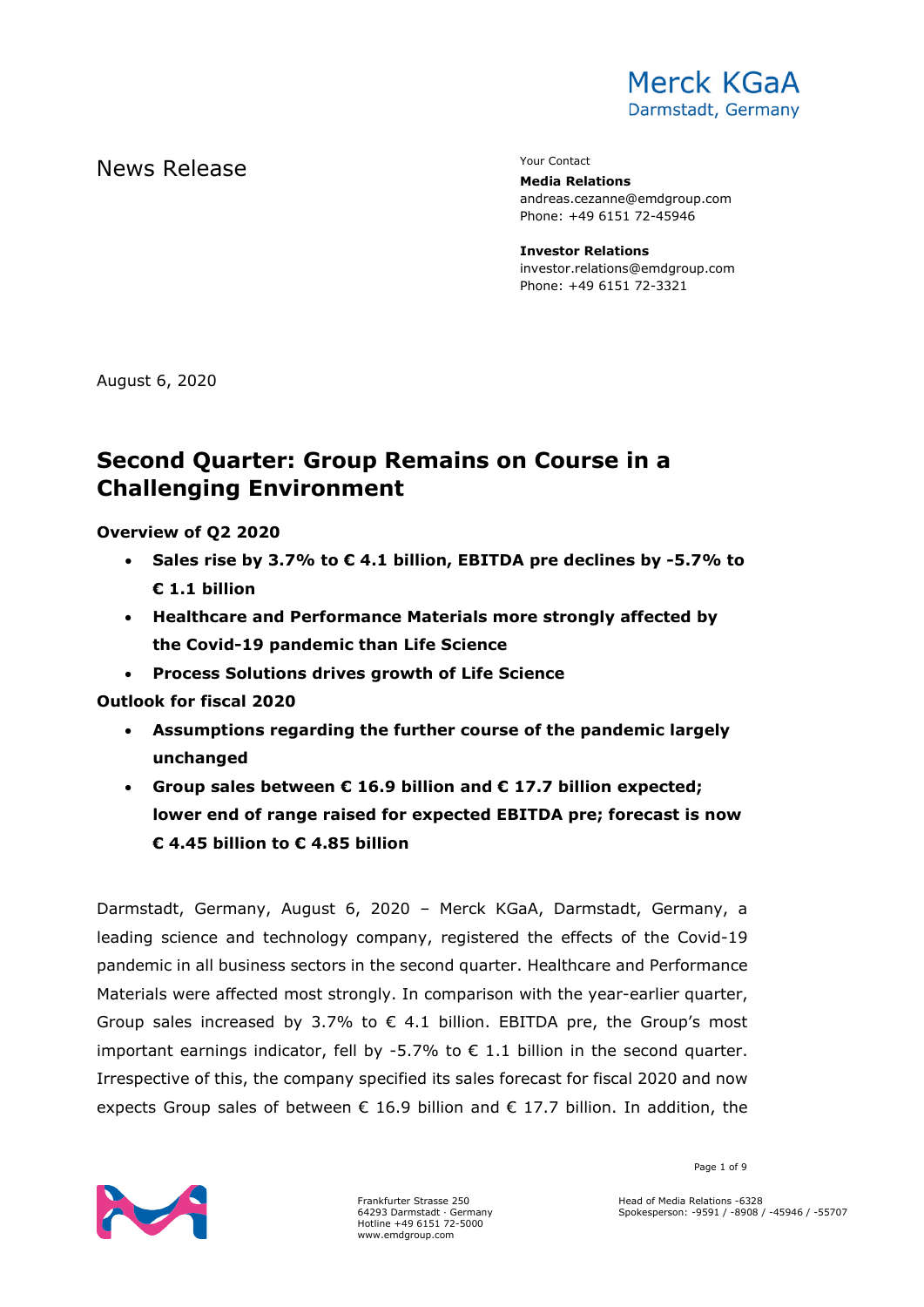Merck KGaA
Darmstadt, Germany

News Release

Your Contact

**Media Relations**
andreas.cezanne@emdgroup.com
Phone: +49 6151 72-45946

**Investor Relations**
investor.relations@emdgroup.com
Phone: +49 6151 72-3321

August 6, 2020

# Second Quarter: Group Remains on Course in a Challenging Environment

**Overview of Q2 2020**

- **Sales rise by 3.7% to € 4.1 billion, EBITDA pre declines by -5.7% to € 1.1 billion**
- **Healthcare and Performance Materials more strongly affected by the Covid-19 pandemic than Life Science**
- **Process Solutions drives growth of Life Science**

**Outlook for fiscal 2020**

- **Assumptions regarding the further course of the pandemic largely unchanged**
- **Group sales between € 16.9 billion and € 17.7 billion expected; lower end of range raised for expected EBITDA pre; forecast is now € 4.45 billion to € 4.85 billion**

Darmstadt, Germany, August 6, 2020 – Merck KGaA, Darmstadt, Germany, a leading science and technology company, registered the effects of the Covid-19 pandemic in all business sectors in the second quarter. Healthcare and Performance Materials were affected most strongly. In comparison with the year-earlier quarter, Group sales increased by 3.7% to € 4.1 billion. EBITDA pre, the Group's most important earnings indicator, fell by -5.7% to € 1.1 billion in the second quarter. Irrespective of this, the company specified its sales forecast for fiscal 2020 and now expects Group sales of between € 16.9 billion and € 17.7 billion. In addition, the

Frankfurter Strasse 250
64293 Darmstadt · Germany
Hotline +49 6151 72-5000
www.emdgroup.com

Head of Media Relations -6328
Spokesperson: -9591 / -8908 / -45946 / -55707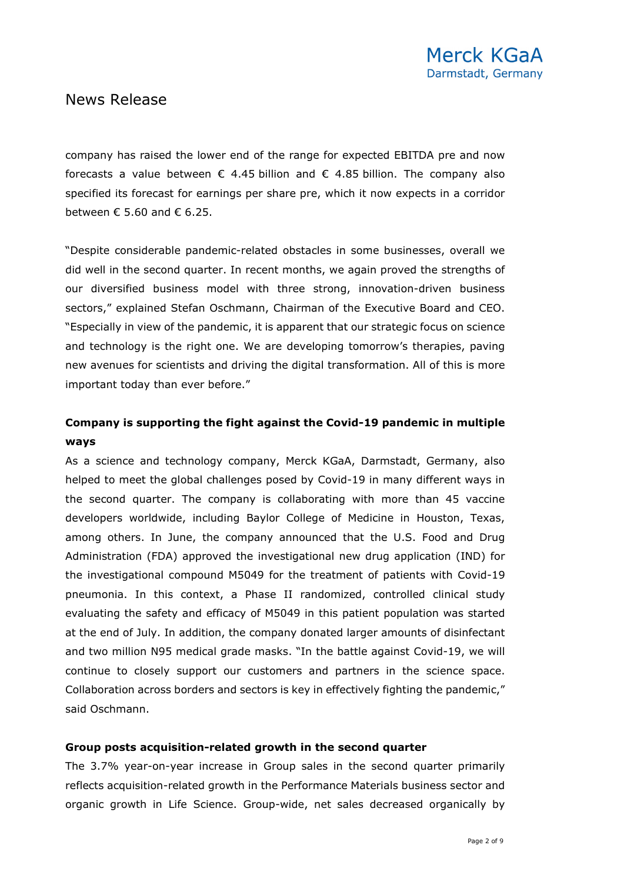company has raised the lower end of the range for expected EBITDA pre and now forecasts a value between € 4.45 billion and € 4.85 billion. The company also specified its forecast for earnings per share pre, which it now expects in a corridor between € 5.60 and € 6.25.

"Despite considerable pandemic-related obstacles in some businesses, overall we did well in the second quarter. In recent months, we again proved the strengths of our diversified business model with three strong, innovation-driven business sectors," explained Stefan Oschmann, Chairman of the Executive Board and CEO. "Especially in view of the pandemic, it is apparent that our strategic focus on science and technology is the right one. We are developing tomorrow's therapies, paving new avenues for scientists and driving the digital transformation. All of this is more important today than ever before."

**Company is supporting the fight against the Covid-19 pandemic in multiple ways**

As a science and technology company, Merck KGaA, Darmstadt, Germany, also helped to meet the global challenges posed by Covid-19 in many different ways in the second quarter. The company is collaborating with more than 45 vaccine developers worldwide, including Baylor College of Medicine in Houston, Texas, among others. In June, the company announced that the U.S. Food and Drug Administration (FDA) approved the investigational new drug application (IND) for the investigational compound M5049 for the treatment of patients with Covid-19 pneumonia. In this context, a Phase II randomized, controlled clinical study evaluating the safety and efficacy of M5049 in this patient population was started at the end of July. In addition, the company donated larger amounts of disinfectant and two million N95 medical grade masks. "In the battle against Covid-19, we will continue to closely support our customers and partners in the science space. Collaboration across borders and sectors is key in effectively fighting the pandemic," said Oschmann.

**Group posts acquisition-related growth in the second quarter**

The 3.7% year-on-year increase in Group sales in the second quarter primarily reflects acquisition-related growth in the Performance Materials business sector and organic growth in Life Science. Group-wide, net sales decreased organically by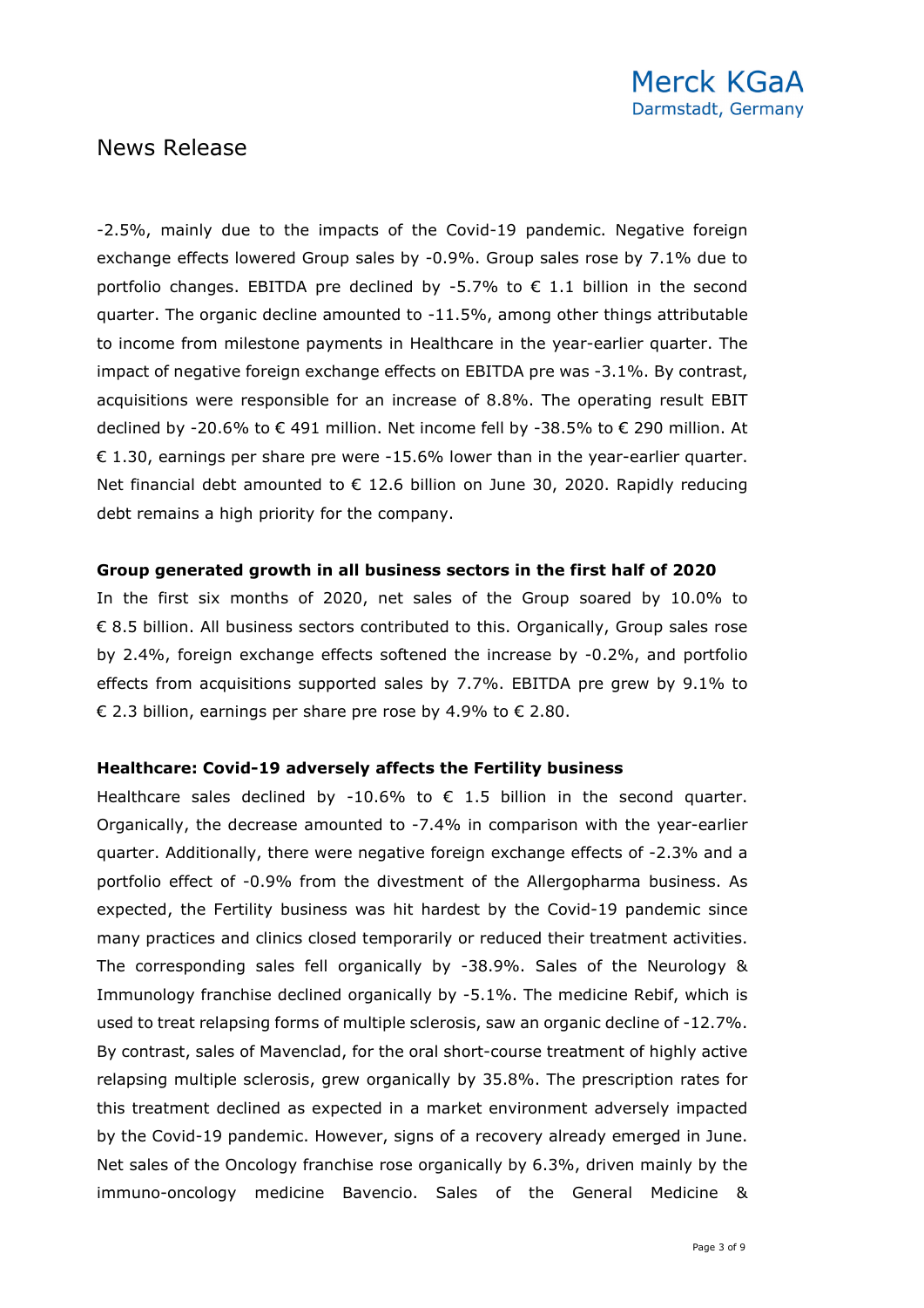-2.5%, mainly due to the impacts of the Covid-19 pandemic. Negative foreign exchange effects lowered Group sales by -0.9%. Group sales rose by 7.1% due to portfolio changes. EBITDA pre declined by -5.7% to € 1.1 billion in the second quarter. The organic decline amounted to -11.5%, among other things attributable to income from milestone payments in Healthcare in the year-earlier quarter. The impact of negative foreign exchange effects on EBITDA pre was -3.1%. By contrast, acquisitions were responsible for an increase of 8.8%. The operating result EBIT declined by -20.6% to € 491 million. Net income fell by -38.5% to € 290 million. At € 1.30, earnings per share pre were -15.6% lower than in the year-earlier quarter. Net financial debt amounted to € 12.6 billion on June 30, 2020. Rapidly reducing debt remains a high priority for the company.

**Group generated growth in all business sectors in the first half of 2020**

In the first six months of 2020, net sales of the Group soared by 10.0% to € 8.5 billion. All business sectors contributed to this. Organically, Group sales rose by 2.4%, foreign exchange effects softened the increase by -0.2%, and portfolio effects from acquisitions supported sales by 7.7%. EBITDA pre grew by 9.1% to € 2.3 billion, earnings per share pre rose by 4.9% to € 2.80.

**Healthcare: Covid-19 adversely affects the Fertility business**

Healthcare sales declined by -10.6% to € 1.5 billion in the second quarter. Organically, the decrease amounted to -7.4% in comparison with the year-earlier quarter. Additionally, there were negative foreign exchange effects of -2.3% and a portfolio effect of -0.9% from the divestment of the Allergopharma business. As expected, the Fertility business was hit hardest by the Covid-19 pandemic since many practices and clinics closed temporarily or reduced their treatment activities. The corresponding sales fell organically by -38.9%. Sales of the Neurology & Immunology franchise declined organically by -5.1%. The medicine Rebif, which is used to treat relapsing forms of multiple sclerosis, saw an organic decline of -12.7%. By contrast, sales of Mavenclad, for the oral short-course treatment of highly active relapsing multiple sclerosis, grew organically by 35.8%. The prescription rates for this treatment declined as expected in a market environment adversely impacted by the Covid-19 pandemic. However, signs of a recovery already emerged in June. Net sales of the Oncology franchise rose organically by 6.3%, driven mainly by the immuno-oncology medicine Bavencio. Sales of the General Medicine &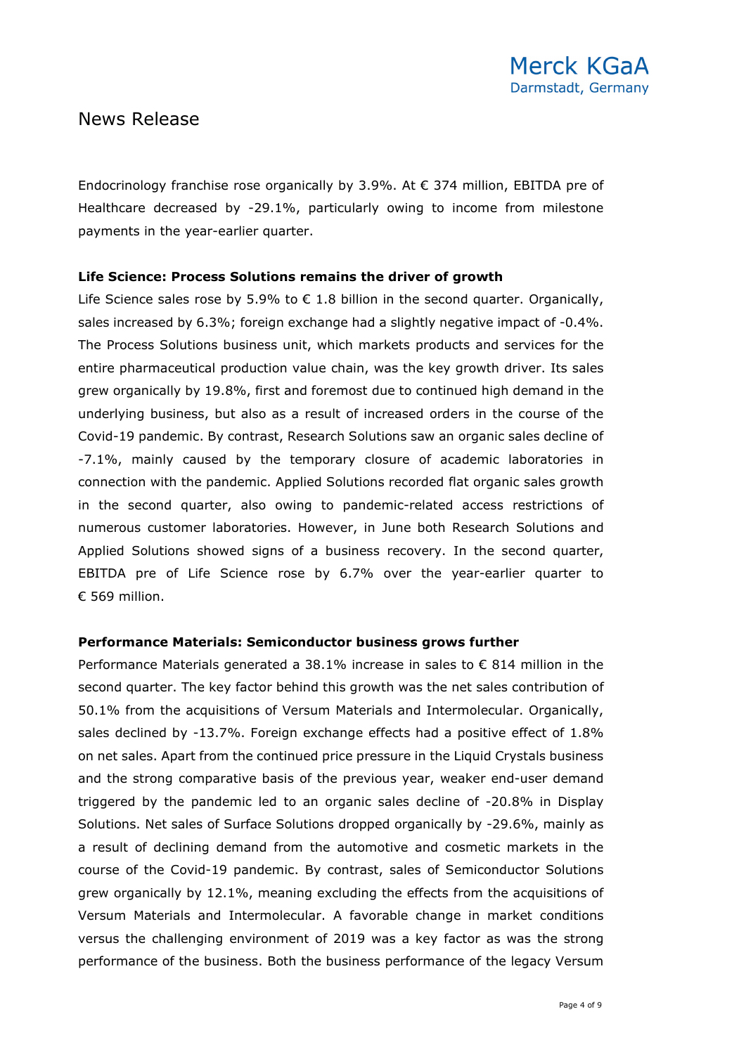Endocrinology franchise rose organically by 3.9%. At € 374 million, EBITDA pre of Healthcare decreased by -29.1%, particularly owing to income from milestone payments in the year-earlier quarter.

**Life Science: Process Solutions remains the driver of growth**

Life Science sales rose by 5.9% to € 1.8 billion in the second quarter. Organically, sales increased by 6.3%; foreign exchange had a slightly negative impact of -0.4%. The Process Solutions business unit, which markets products and services for the entire pharmaceutical production value chain, was the key growth driver. Its sales grew organically by 19.8%, first and foremost due to continued high demand in the underlying business, but also as a result of increased orders in the course of the Covid-19 pandemic. By contrast, Research Solutions saw an organic sales decline of -7.1%, mainly caused by the temporary closure of academic laboratories in connection with the pandemic. Applied Solutions recorded flat organic sales growth in the second quarter, also owing to pandemic-related access restrictions of numerous customer laboratories. However, in June both Research Solutions and Applied Solutions showed signs of a business recovery. In the second quarter, EBITDA pre of Life Science rose by 6.7% over the year-earlier quarter to € 569 million.

**Performance Materials: Semiconductor business grows further**

Performance Materials generated a 38.1% increase in sales to € 814 million in the second quarter. The key factor behind this growth was the net sales contribution of 50.1% from the acquisitions of Versum Materials and Intermolecular. Organically, sales declined by -13.7%. Foreign exchange effects had a positive effect of 1.8% on net sales. Apart from the continued price pressure in the Liquid Crystals business and the strong comparative basis of the previous year, weaker end-user demand triggered by the pandemic led to an organic sales decline of -20.8% in Display Solutions. Net sales of Surface Solutions dropped organically by -29.6%, mainly as a result of declining demand from the automotive and cosmetic markets in the course of the Covid-19 pandemic. By contrast, sales of Semiconductor Solutions grew organically by 12.1%, meaning excluding the effects from the acquisitions of Versum Materials and Intermolecular. A favorable change in market conditions versus the challenging environment of 2019 was a key factor as was the strong performance of the business. Both the business performance of the legacy Versum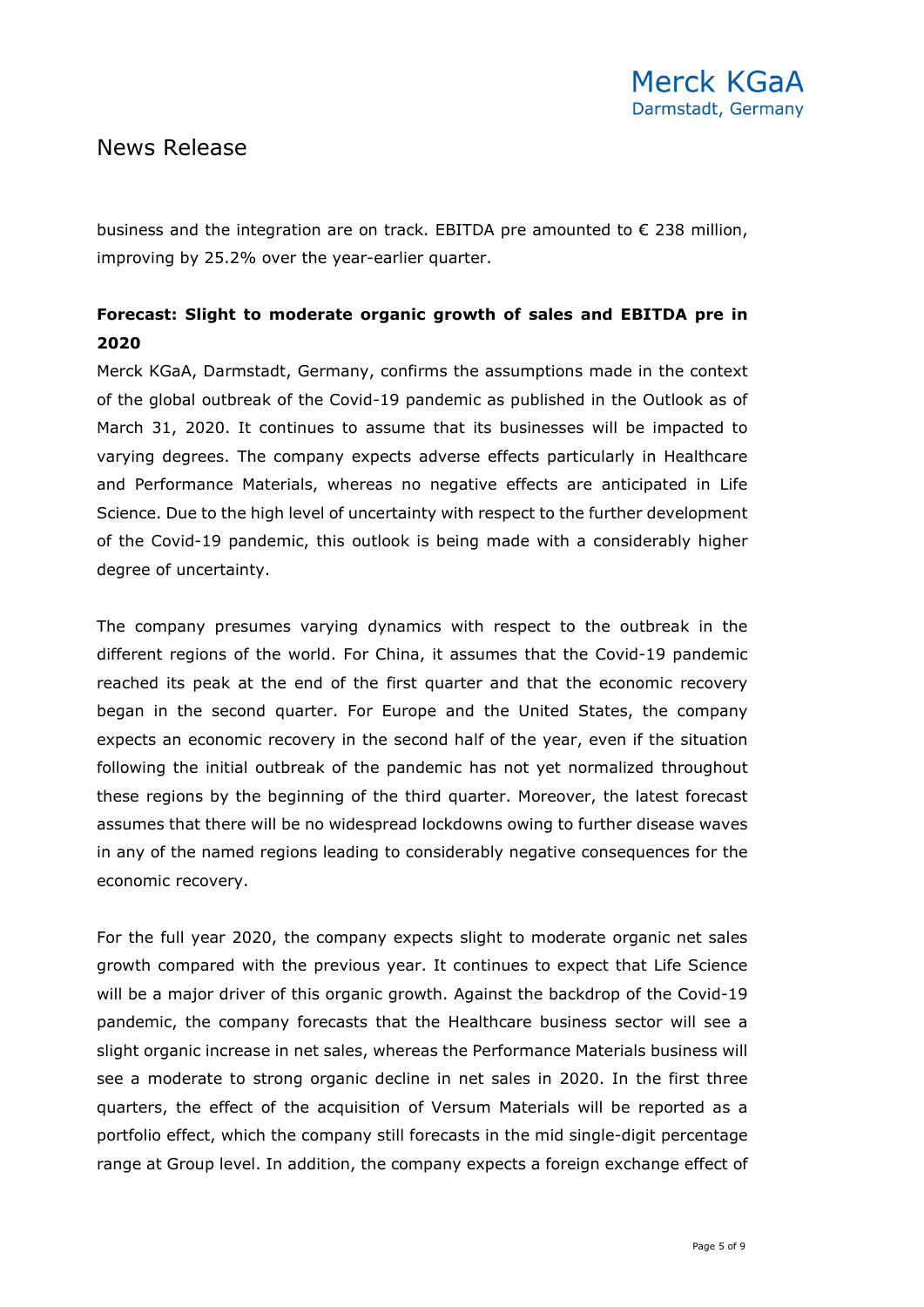business and the integration are on track. EBITDA pre amounted to € 238 million, improving by 25.2% over the year-earlier quarter.

**Forecast: Slight to moderate organic growth of sales and EBITDA pre in 2020**

Merck KGaA, Darmstadt, Germany, confirms the assumptions made in the context of the global outbreak of the Covid-19 pandemic as published in the Outlook as of March 31, 2020. It continues to assume that its businesses will be impacted to varying degrees. The company expects adverse effects particularly in Healthcare and Performance Materials, whereas no negative effects are anticipated in Life Science. Due to the high level of uncertainty with respect to the further development of the Covid-19 pandemic, this outlook is being made with a considerably higher degree of uncertainty.

The company presumes varying dynamics with respect to the outbreak in the different regions of the world. For China, it assumes that the Covid-19 pandemic reached its peak at the end of the first quarter and that the economic recovery began in the second quarter. For Europe and the United States, the company expects an economic recovery in the second half of the year, even if the situation following the initial outbreak of the pandemic has not yet normalized throughout these regions by the beginning of the third quarter. Moreover, the latest forecast assumes that there will be no widespread lockdowns owing to further disease waves in any of the named regions leading to considerably negative consequences for the economic recovery.

For the full year 2020, the company expects slight to moderate organic net sales growth compared with the previous year. It continues to expect that Life Science will be a major driver of this organic growth. Against the backdrop of the Covid-19 pandemic, the company forecasts that the Healthcare business sector will see a slight organic increase in net sales, whereas the Performance Materials business will see a moderate to strong organic decline in net sales in 2020. In the first three quarters, the effect of the acquisition of Versum Materials will be reported as a portfolio effect, which the company still forecasts in the mid single-digit percentage range at Group level. In addition, the company expects a foreign exchange effect of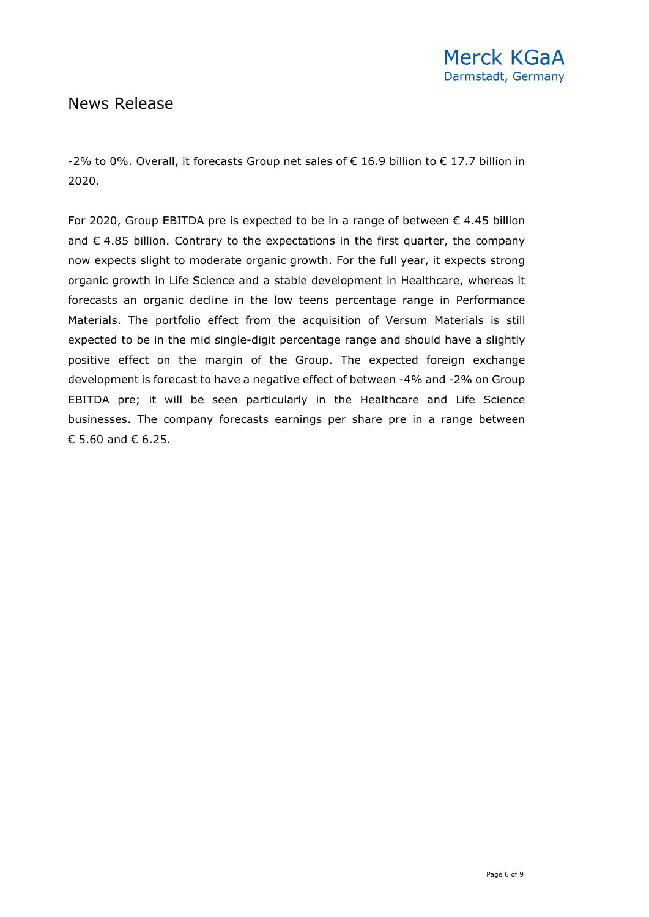-2% to 0%. Overall, it forecasts Group net sales of € 16.9 billion to € 17.7 billion in 2020.

For 2020, Group EBITDA pre is expected to be in a range of between € 4.45 billion and € 4.85 billion. Contrary to the expectations in the first quarter, the company now expects slight to moderate organic growth. For the full year, it expects strong organic growth in Life Science and a stable development in Healthcare, whereas it forecasts an organic decline in the low teens percentage range in Performance Materials. The portfolio effect from the acquisition of Versum Materials is still expected to be in the mid single-digit percentage range and should have a slightly positive effect on the margin of the Group. The expected foreign exchange development is forecast to have a negative effect of between -4% and -2% on Group EBITDA pre; it will be seen particularly in the Healthcare and Life Science businesses. The company forecasts earnings per share pre in a range between € 5.60 and € 6.25.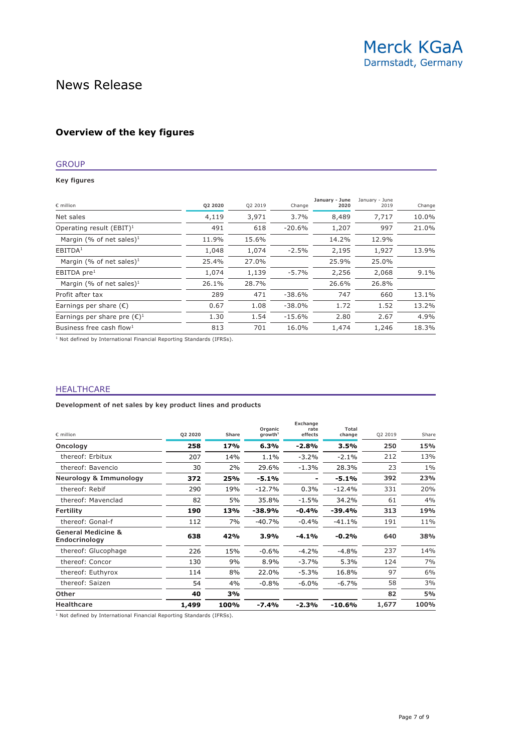# News Release

## Overview of the key figures

### GROUP

**Key figures**

| € million | Q2 2020 | Q2 2019 | Change | January - June 2020 | January - June 2019 | Change |
|---|---|---|---|---|---|---|
| Net sales | 4,119 | 3,971 | 3.7% | 8,489 | 7,717 | 10.0% |
| Operating result (EBIT)[1] | 491 | 618 | -20.6% | 1,207 | 997 | 21.0% |
| Margin (% of net sales)[1] | 11.9% | 15.6% | | 14.2% | 12.9% | |
| EBITDA[1] | 1,048 | 1,074 | -2.5% | 2,195 | 1,927 | 13.9% |
| Margin (% of net sales)[1] | 25.4% | 27.0% | | 25.9% | 25.0% | |
| EBITDA pre[1] | 1,074 | 1,139 | -5.7% | 2,256 | 2,068 | 9.1% |
| Margin (% of net sales)[1] | 26.1% | 28.7% | | 26.6% | 26.8% | |
| Profit after tax | 289 | 471 | -38.6% | 747 | 660 | 13.1% |
| Earnings per share (€) | 0.67 | 1.08 | -38.0% | 1.72 | 1.52 | 13.2% |
| Earnings per share pre (€)[1] | 1.30 | 1.54 | -15.6% | 2.80 | 2.67 | 4.9% |
| Business free cash flow[1] | 813 | 701 | 16.0% | 1,474 | 1,246 | 18.3% |

[1] Not defined by International Financial Reporting Standards (IFRSs).

### HEALTHCARE

**Development of net sales by key product lines and products**

| € million | Q2 2020 | Share | Organic growth[1] | Exchange rate effects | Total change | Q2 2019 | Share |
|---|---|---|---|---|---|---|---|
| **Oncology** | **258** | **17%** | **6.3%** | **-2.8%** | **3.5%** | **250** | **15%** |
| thereof: Erbitux | 207 | 14% | 1.1% | -3.2% | -2.1% | 212 | 13% |
| thereof: Bavencio | 30 | 2% | 29.6% | -1.3% | 28.3% | 23 | 1% |
| **Neurology & Immunology** | **372** | **25%** | **-5.1%** | **-** | **-5.1%** | **392** | **23%** |
| thereof: Rebif | 290 | 19% | -12.7% | 0.3% | -12.4% | 331 | 20% |
| thereof: Mavenclad | 82 | 5% | 35.8% | -1.5% | 34.2% | 61 | 4% |
| **Fertility** | **190** | **13%** | **-38.9%** | **-0.4%** | **-39.4%** | **313** | **19%** |
| thereof: Gonal-f | 112 | 7% | -40.7% | -0.4% | -41.1% | 191 | 11% |
| **General Medicine & Endocrinology** | **638** | **42%** | **3.9%** | **-4.1%** | **-0.2%** | **640** | **38%** |
| thereof: Glucophage | 226 | 15% | -0.6% | -4.2% | -4.8% | 237 | 14% |
| thereof: Concor | 130 | 9% | 8.9% | -3.7% | 5.3% | 124 | 7% |
| thereof: Euthyrox | 114 | 8% | 22.0% | -5.3% | 16.8% | 97 | 6% |
| thereof: Saizen | 54 | 4% | -0.8% | -6.0% | -6.7% | 58 | 3% |
| **Other** | **40** | **3%** | | | | **82** | **5%** |
| **Healthcare** | **1,499** | **100%** | **-7.4%** | **-2.3%** | **-10.6%** | **1,677** | **100%** |

[1] Not defined by International Financial Reporting Standards (IFRSs).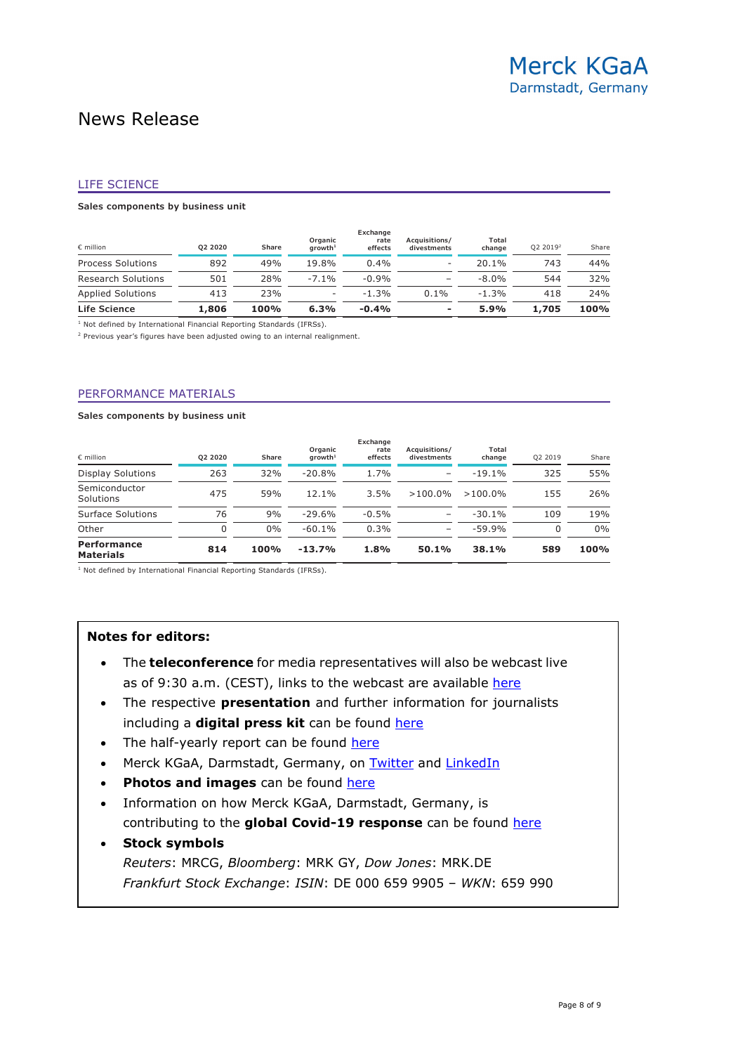Merck KGaA
Darmstadt, Germany

# News Release

## LIFE SCIENCE

**Sales components by business unit**

| € million | Q2 2020 | Share | Organic growth[1] | Exchange rate effects | Acquisitions/ divestments | Total change | Q2 2019[2] | Share |
|---|---|---|---|---|---|---|---|---|
| Process Solutions | 892 | 49% | 19.8% | 0.4% | – | 20.1% | 743 | 44% |
| Research Solutions | 501 | 28% | -7.1% | -0.9% | – | -8.0% | 544 | 32% |
| Applied Solutions | 413 | 23% | – | -1.3% | 0.1% | -1.3% | 418 | 24% |
| **Life Science** | **1,806** | **100%** | **6.3%** | **-0.4%** | **–** | **5.9%** | **1,705** | **100%** |

[1] Not defined by International Financial Reporting Standards (IFRSs).
[2] Previous year's figures have been adjusted owing to an internal realignment.

## PERFORMANCE MATERIALS

**Sales components by business unit**

| € million | Q2 2020 | Share | Organic growth[1] | Exchange rate effects | Acquisitions/ divestments | Total change | Q2 2019 | Share |
|---|---|---|---|---|---|---|---|---|
| Display Solutions | 263 | 32% | -20.8% | 1.7% | – | -19.1% | 325 | 55% |
| Semiconductor Solutions | 475 | 59% | 12.1% | 3.5% | >100.0% | >100.0% | 155 | 26% |
| Surface Solutions | 76 | 9% | -29.6% | -0.5% | – | -30.1% | 109 | 19% |
| Other | 0 | 0% | -60.1% | 0.3% | – | -59.9% | 0 | 0% |
| **Performance Materials** | **814** | **100%** | **-13.7%** | **1.8%** | **50.1%** | **38.1%** | **589** | **100%** |

[1] Not defined by International Financial Reporting Standards (IFRSs).

**Notes for editors:**

- The **teleconference** for media representatives will also be webcast live as of 9:30 a.m. (CEST), links to the webcast are available here
- The respective **presentation** and further information for journalists including a **digital press kit** can be found here
- The half-yearly report can be found here
- Merck KGaA, Darmstadt, Germany, on Twitter and LinkedIn
- **Photos and images** can be found here
- Information on how Merck KGaA, Darmstadt, Germany, is contributing to the **global Covid-19 response** can be found here
- **Stock symbols**
  *Reuters*: MRCG, *Bloomberg*: MRK GY, *Dow Jones*: MRK.DE
  *Frankfurt Stock Exchange*: *ISIN*: DE 000 659 9905 – *WKN*: 659 990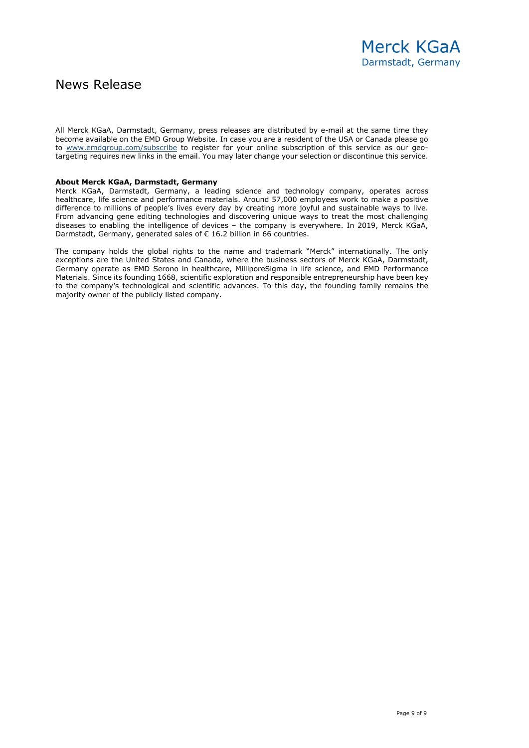All Merck KGaA, Darmstadt, Germany, press releases are distributed by e-mail at the same time they become available on the EMD Group Website. In case you are a resident of the USA or Canada please go to [www.emdgroup.com/subscribe](www.emdgroup.com/subscribe) to register for your online subscription of this service as our geo-targeting requires new links in the email. You may later change your selection or discontinue this service.

**About Merck KGaA, Darmstadt, Germany**

Merck KGaA, Darmstadt, Germany, a leading science and technology company, operates across healthcare, life science and performance materials. Around 57,000 employees work to make a positive difference to millions of people's lives every day by creating more joyful and sustainable ways to live. From advancing gene editing technologies and discovering unique ways to treat the most challenging diseases to enabling the intelligence of devices – the company is everywhere. In 2019, Merck KGaA, Darmstadt, Germany, generated sales of € 16.2 billion in 66 countries.

The company holds the global rights to the name and trademark "Merck" internationally. The only exceptions are the United States and Canada, where the business sectors of Merck KGaA, Darmstadt, Germany operate as EMD Serono in healthcare, MilliporeSigma in life science, and EMD Performance Materials. Since its founding 1668, scientific exploration and responsible entrepreneurship have been key to the company's technological and scientific advances. To this day, the founding family remains the majority owner of the publicly listed company.